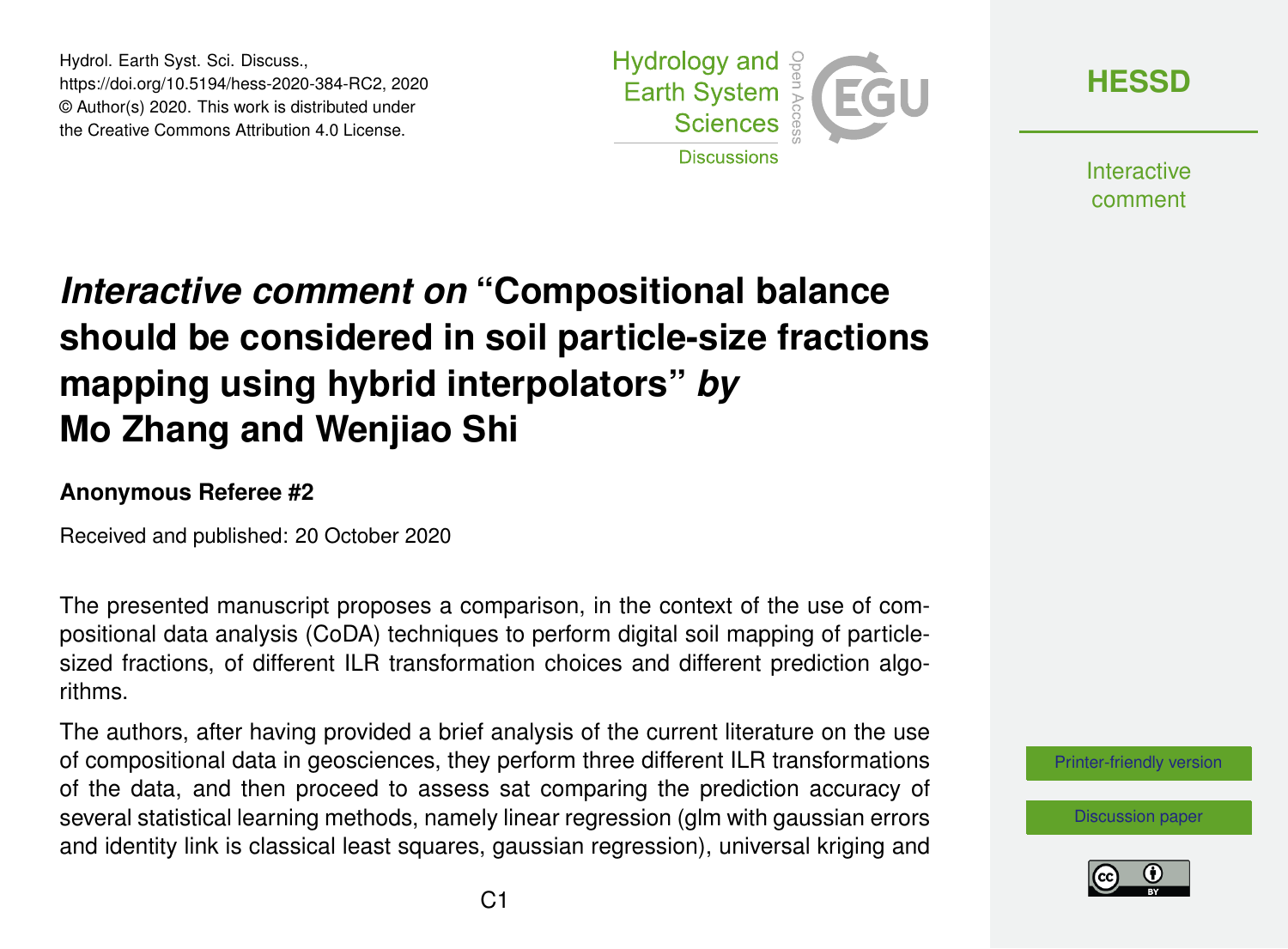# *Interactive comment on* "Compositional balance should be considered in soil particle-size fractions mapping using hybrid interpolators" *by* Mo Zhang and Wenjiao Shi

**Anonymous Referee #2**

Received and published: 20 October 2020

The presented manuscript proposes a comparison, in the context of the use of compositional data analysis (CoDA) techniques to perform digital soil mapping of particle-sized fractions, of different ILR transformation choices and different prediction algorithms.

The authors, after having provided a brief analysis of the current literature on the use of compositional data in geosciences, they perform three different ILR transformations of the data, and then proceed to assess sat comparing the prediction accuracy of several statistical learning methods, namely linear regression (glm with gaussian errors and identity link is classical least squares, gaussian regression), universal kriging and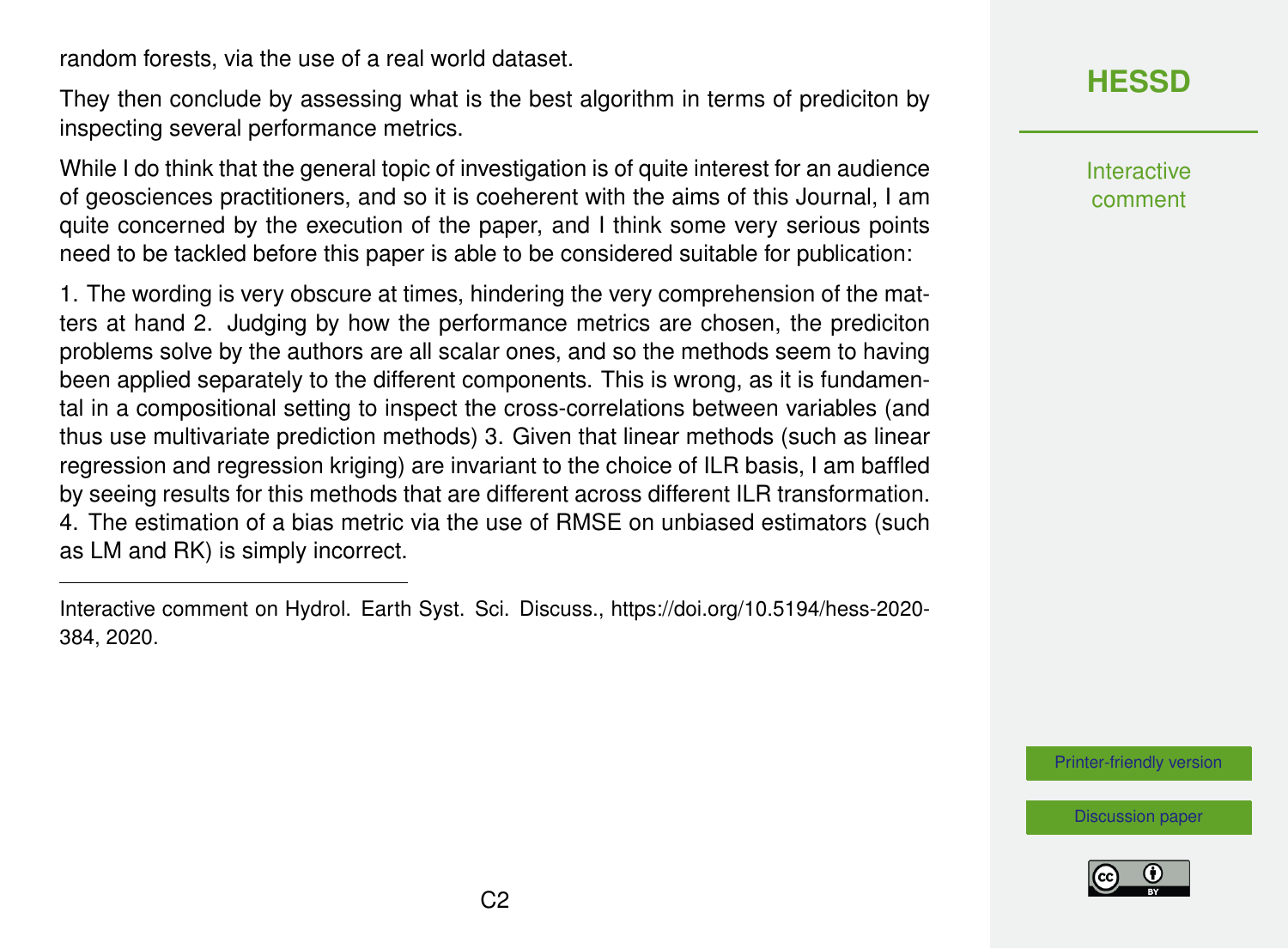random forests, via the use of a real world dataset.

They then conclude by assessing what is the best algorithm in terms of prediciton by inspecting several performance metrics.

While I do think that the general topic of investigation is of quite interest for an audience of geosciences practitioners, and so it is coeherent with the aims of this Journal, I am quite concerned by the execution of the paper, and I think some very serious points need to be tackled before this paper is able to be considered suitable for publication:

1. The wording is very obscure at times, hindering the very comprehension of the matters at hand 2. Judging by how the performance metrics are chosen, the prediciton problems solve by the authors are all scalar ones, and so the methods seem to having been applied separately to the different components. This is wrong, as it is fundamental in a compositional setting to inspect the cross-correlations between variables (and thus use multivariate prediction methods) 3. Given that linear methods (such as linear regression and regression kriging) are invariant to the choice of ILR basis, I am baffled by seeing results for this methods that are different across different ILR transformation. 4. The estimation of a bias metric via the use of RMSE on unbiased estimators (such as LM and RK) is simply incorrect.

---

Interactive comment on Hydrol. Earth Syst. Sci. Discuss., https://doi.org/10.5194/hess-2020-384, 2020.